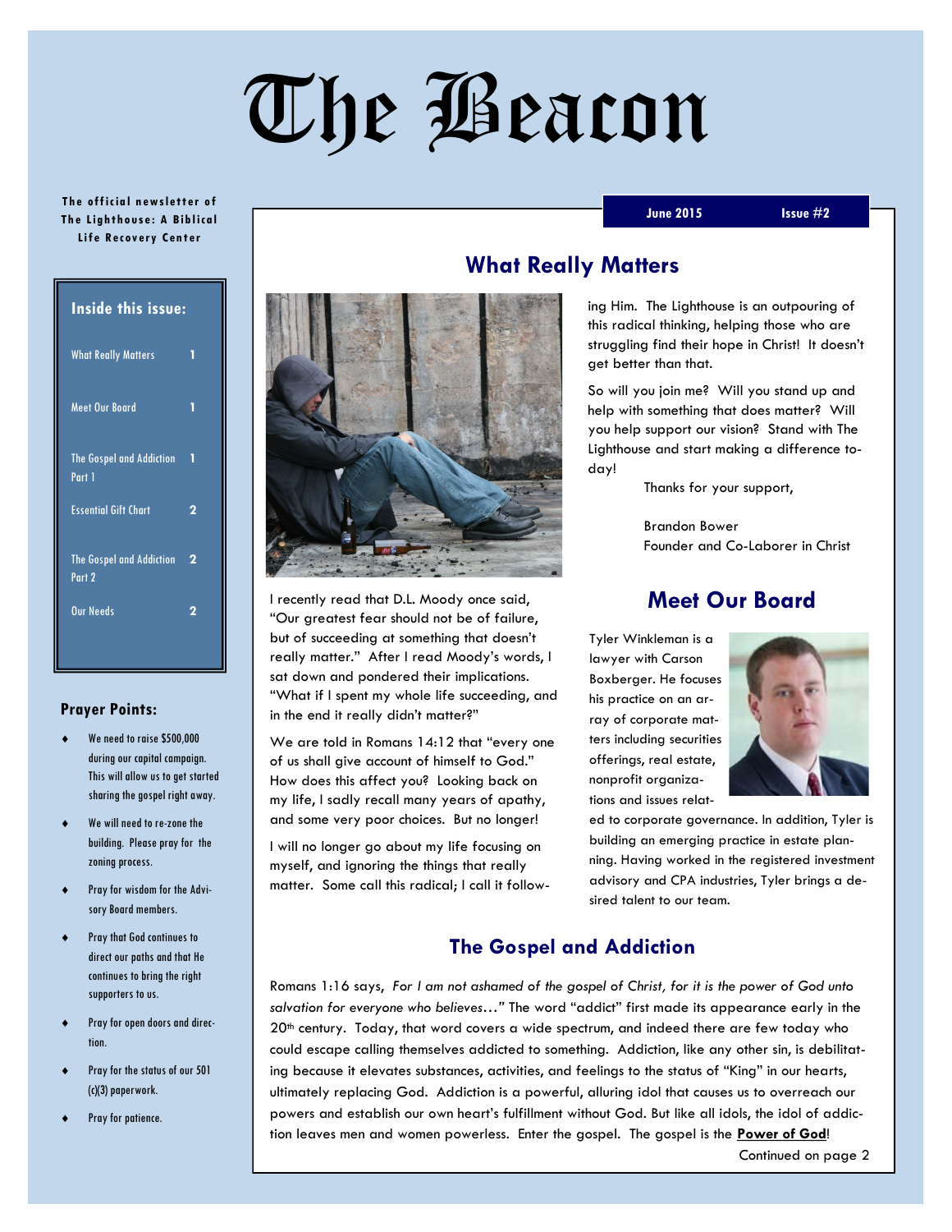# The Beacon

**The official newsletter of The Lighthouse: A Biblical Life Recovery Center**

**June 2015** | **Issue #2**

**Inside this issue:**

| | |
|---|---|
| What Really Matters | 1 |
| Meet Our Board | 1 |
| The Gospel and Addiction Part 1 | 1 |
| Essential Gift Chart | 2 |
| The Gospel and Addiction Part 2 | 2 |
| Our Needs | 2 |

## Prayer Points:

- We need to raise $500,000 during our capital campaign. This will allow us to get started sharing the gospel right away.
- We will need to re-zone the building. Please pray for the zoning process.
- Pray for wisdom for the Advisory Board members.
- Pray that God continues to direct our paths and that He continues to bring the right supporters to us.
- Pray for open doors and direction.
- Pray for the status of our 501 (c)(3) paperwork.
- Pray for patience.

## What Really Matters

I recently read that D.L. Moody once said, "Our greatest fear should not be of failure, but of succeeding at something that doesn't really matter." After I read Moody's words, I sat down and pondered their implications. "What if I spent my whole life succeeding, and in the end it really didn't matter?"

We are told in Romans 14:12 that "every one of us shall give account of himself to God." How does this affect you? Looking back on my life, I sadly recall many years of apathy, and some very poor choices. But no longer!

I will no longer go about my life focusing on myself, and ignoring the things that really matter. Some call this radical; I call it following Him. The Lighthouse is an outpouring of this radical thinking, helping those who are struggling find their hope in Christ! It doesn't get better than that.

So will you join me? Will you stand up and help with something that does matter? Will you help support our vision? Stand with The Lighthouse and start making a difference today!

Thanks for your support,

Brandon Bower
Founder and Co-Laborer in Christ

## Meet Our Board

Tyler Winkleman is a lawyer with Carson Boxberger. He focuses his practice on an array of corporate matters including securities offerings, real estate, nonprofit organizations and issues related to corporate governance. In addition, Tyler is building an emerging practice in estate planning. Having worked in the registered investment advisory and CPA industries, Tyler brings a desired talent to our team.

## The Gospel and Addiction

Romans 1:16 says, *For I am not ashamed of the gospel of Christ, for it is the power of God unto salvation for everyone who believes…"* The word "addict" first made its appearance early in the 20th century. Today, that word covers a wide spectrum, and indeed there are few today who could escape calling themselves addicted to something. Addiction, like any other sin, is debilitating because it elevates substances, activities, and feelings to the status of "King" in our hearts, ultimately replacing God. Addiction is a powerful, alluring idol that causes us to overreach our powers and establish our own heart's fulfillment without God. But like all idols, the idol of addiction leaves men and women powerless. Enter the gospel. The gospel is the **Power of God**!

Continued on page 2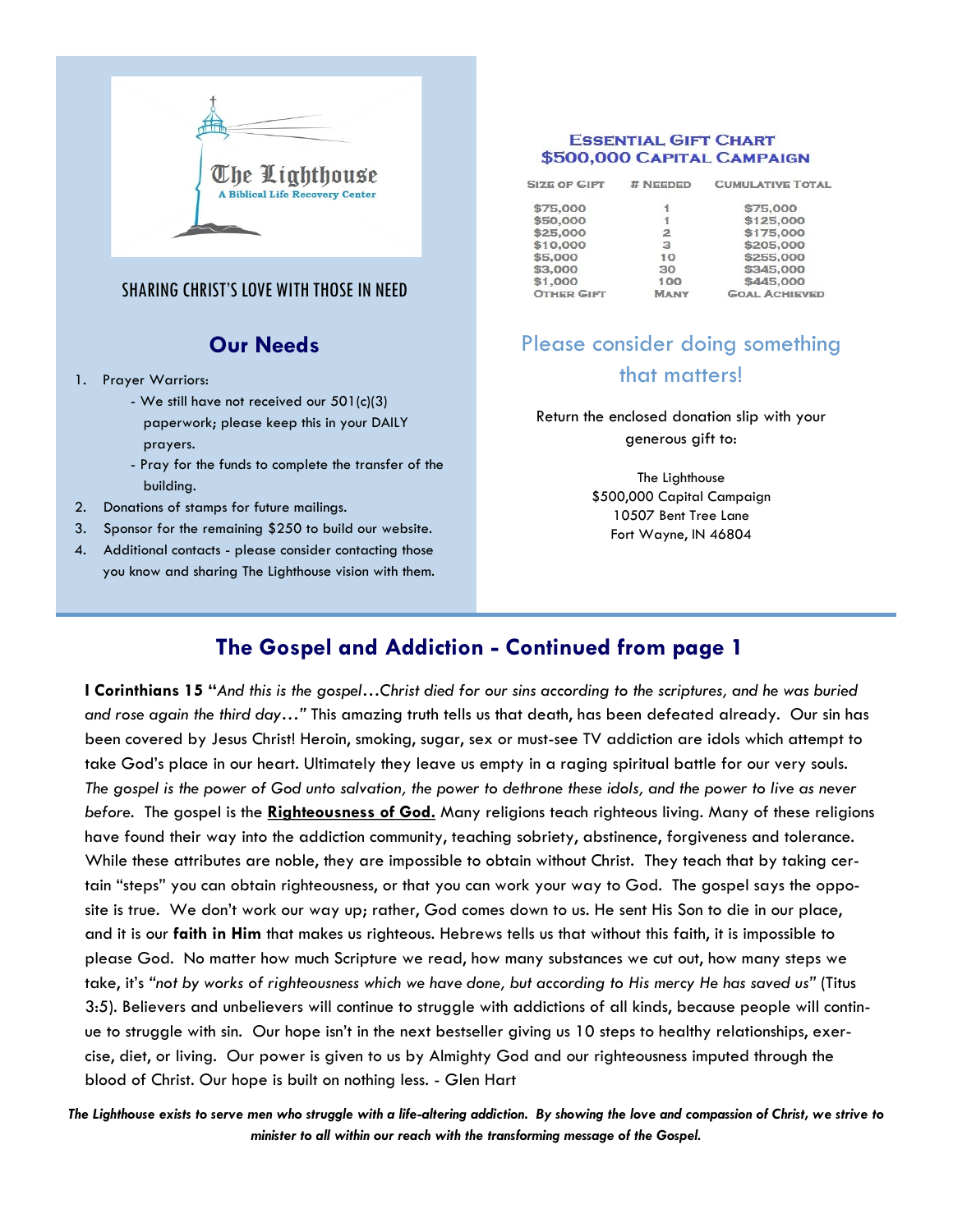The Lighthouse

A Biblical Life Recovery Center

SHARING CHRIST'S LOVE WITH THOSE IN NEED

## Our Needs

1. Prayer Warriors:
   - We still have not received our 501(c)(3) paperwork; please keep this in your DAILY prayers.
   - Pray for the funds to complete the transfer of the building.
2. Donations of stamps for future mailings.
3. Sponsor for the remaining $250 to build our website.
4. Additional contacts - please consider contacting those you know and sharing The Lighthouse vision with them.

### Essential Gift Chart
### $500,000 Capital Campaign

| Size of Gift | # Needed | Cumulative Total |
|---|---|---|
| $75,000 | 1 | $75,000 |
| $50,000 | 1 | $125,000 |
| $25,000 | 2 | $175,000 |
| $10,000 | 3 | $205,000 |
| $5,000 | 10 | $255,000 |
| $3,000 | 30 | $345,000 |
| $1,000 | 100 | $445,000 |
| Other Gift | Many | Goal Achieved |

## Please consider doing something that matters!

Return the enclosed donation slip with your generous gift to:

The Lighthouse
$500,000 Capital Campaign
10507 Bent Tree Lane
Fort Wayne, IN 46804

## The Gospel and Addiction - Continued from page 1

**I Corinthians 15 "***And this is the gospel…Christ died for our sins according to the scriptures, and he was buried and rose again the third day…"* This amazing truth tells us that death, has been defeated already. Our sin has been covered by Jesus Christ! Heroin, smoking, sugar, sex or must-see TV addiction are idols which attempt to take God's place in our heart. Ultimately they leave us empty in a raging spiritual battle for our very souls. *The gospel is the power of God unto salvation, the power to dethrone these idols, and the power to live as never before.* The gospel is the **Righteousness of God.** Many religions teach righteous living. Many of these religions have found their way into the addiction community, teaching sobriety, abstinence, forgiveness and tolerance. While these attributes are noble, they are impossible to obtain without Christ. They teach that by taking certain "steps" you can obtain righteousness, or that you can work your way to God. The gospel says the opposite is true. We don't work our way up; rather, God comes down to us. He sent His Son to die in our place, and it is our **faith in Him** that makes us righteous. Hebrews tells us that without this faith, it is impossible to please God. No matter how much Scripture we read, how many substances we cut out, how many steps we take, it's *"not by works of righteousness which we have done, but according to His mercy He has saved us"* (Titus 3:5). Believers and unbelievers will continue to struggle with addictions of all kinds, because people will continue to struggle with sin. Our hope isn't in the next bestseller giving us 10 steps to healthy relationships, exercise, diet, or living. Our power is given to us by Almighty God and our righteousness imputed through the blood of Christ. Our hope is built on nothing less. - Glen Hart

*The Lighthouse exists to serve men who struggle with a life-altering addiction. By showing the love and compassion of Christ, we strive to minister to all within our reach with the transforming message of the Gospel.*